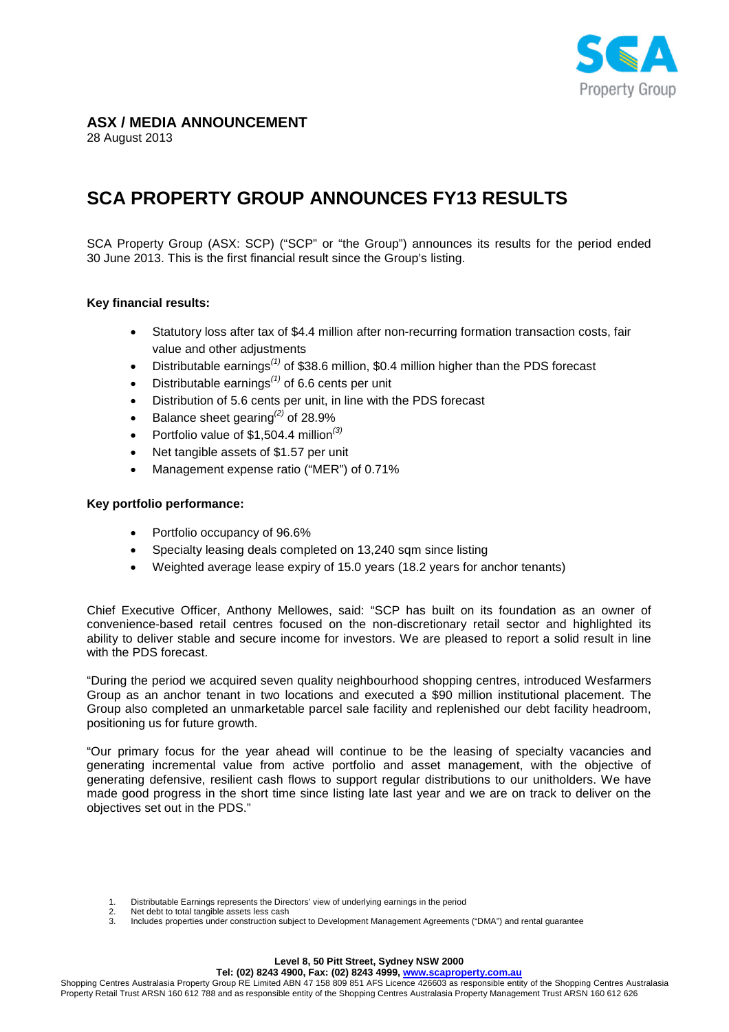**ASX / MEDIA ANNOUNCEMENT**
28 August 2013

# SCA PROPERTY GROUP ANNOUNCES FY13 RESULTS

SCA Property Group (ASX: SCP) ("SCP" or "the Group") announces its results for the period ended 30 June 2013. This is the first financial result since the Group's listing.

**Key financial results:**

- Statutory loss after tax of $4.4 million after non-recurring formation transaction costs, fair value and other adjustments
- Distributable earnings[(1)] of $38.6 million, $0.4 million higher than the PDS forecast
- Distributable earnings[(1)] of 6.6 cents per unit
- Distribution of 5.6 cents per unit, in line with the PDS forecast
- Balance sheet gearing[(2)] of 28.9%
- Portfolio value of $1,504.4 million[(3)]
- Net tangible assets of $1.57 per unit
- Management expense ratio ("MER") of 0.71%

**Key portfolio performance:**

- Portfolio occupancy of 96.6%
- Specialty leasing deals completed on 13,240 sqm since listing
- Weighted average lease expiry of 15.0 years (18.2 years for anchor tenants)

Chief Executive Officer, Anthony Mellowes, said: "SCP has built on its foundation as an owner of convenience-based retail centres focused on the non-discretionary retail sector and highlighted its ability to deliver stable and secure income for investors. We are pleased to report a solid result in line with the PDS forecast.

"During the period we acquired seven quality neighbourhood shopping centres, introduced Wesfarmers Group as an anchor tenant in two locations and executed a $90 million institutional placement. The Group also completed an unmarketable parcel sale facility and replenished our debt facility headroom, positioning us for future growth.

"Our primary focus for the year ahead will continue to be the leasing of specialty vacancies and generating incremental value from active portfolio and asset management, with the objective of generating defensive, resilient cash flows to support regular distributions to our unitholders. We have made good progress in the short time since listing late last year and we are on track to deliver on the objectives set out in the PDS."

1. Distributable Earnings represents the Directors' view of underlying earnings in the period
2. Net debt to total tangible assets less cash
3. Includes properties under construction subject to Development Management Agreements ("DMA") and rental guarantee

**Level 8, 50 Pitt Street, Sydney NSW 2000**
**Tel: (02) 8243 4900, Fax: (02) 8243 4999, www.scaproperty.com.au**
Shopping Centres Australasia Property Group RE Limited ABN 47 158 809 851 AFS Licence 426603 as responsible entity of the Shopping Centres Australasia Property Retail Trust ARSN 160 612 788 and as responsible entity of the Shopping Centres Australasia Property Management Trust ARSN 160 612 626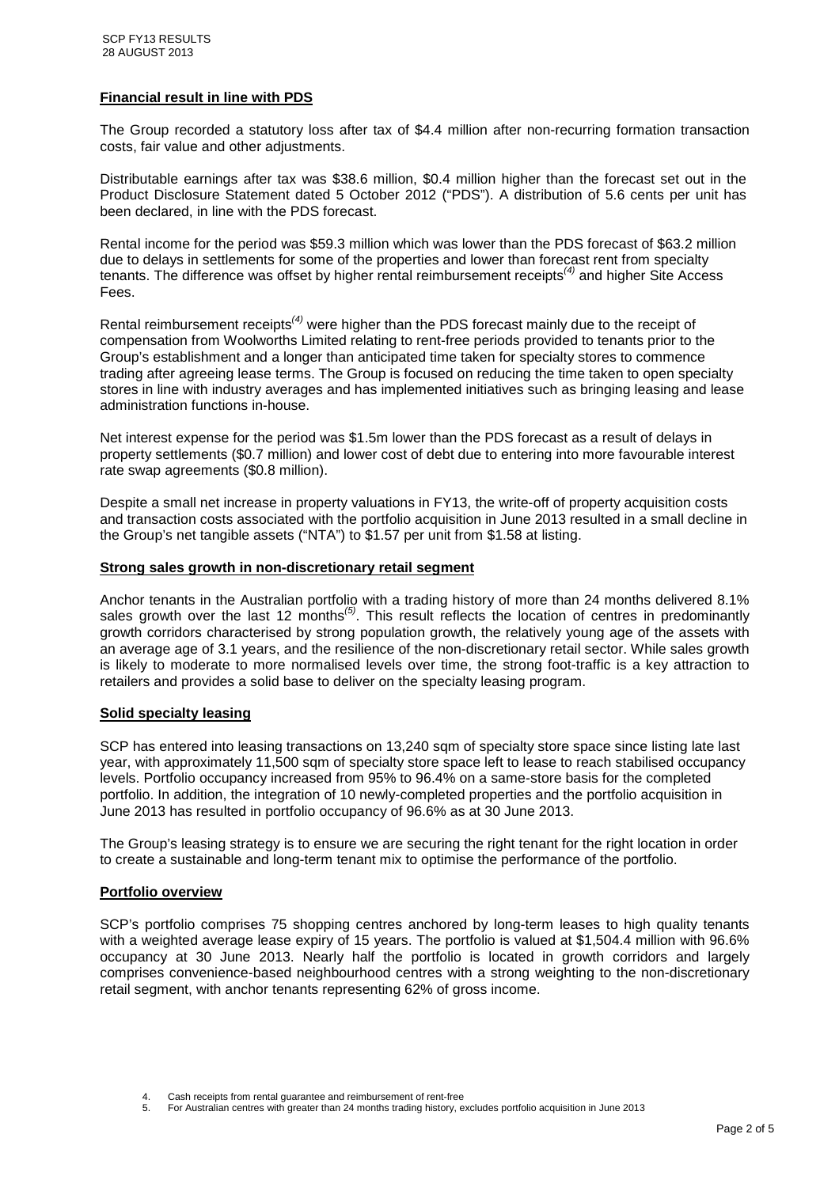## Financial result in line with PDS

The Group recorded a statutory loss after tax of $4.4 million after non-recurring formation transaction costs, fair value and other adjustments.

Distributable earnings after tax was $38.6 million, $0.4 million higher than the forecast set out in the Product Disclosure Statement dated 5 October 2012 ("PDS"). A distribution of 5.6 cents per unit has been declared, in line with the PDS forecast.

Rental income for the period was $59.3 million which was lower than the PDS forecast of $63.2 million due to delays in settlements for some of the properties and lower than forecast rent from specialty tenants. The difference was offset by higher rental reimbursement receipts[(4)] and higher Site Access Fees.

Rental reimbursement receipts[(4)] were higher than the PDS forecast mainly due to the receipt of compensation from Woolworths Limited relating to rent-free periods provided to tenants prior to the Group's establishment and a longer than anticipated time taken for specialty stores to commence trading after agreeing lease terms. The Group is focused on reducing the time taken to open specialty stores in line with industry averages and has implemented initiatives such as bringing leasing and lease administration functions in-house.

Net interest expense for the period was $1.5m lower than the PDS forecast as a result of delays in property settlements ($0.7 million) and lower cost of debt due to entering into more favourable interest rate swap agreements ($0.8 million).

Despite a small net increase in property valuations in FY13, the write-off of property acquisition costs and transaction costs associated with the portfolio acquisition in June 2013 resulted in a small decline in the Group's net tangible assets ("NTA") to $1.57 per unit from $1.58 at listing.

## Strong sales growth in non-discretionary retail segment

Anchor tenants in the Australian portfolio with a trading history of more than 24 months delivered 8.1% sales growth over the last 12 months[(5)]. This result reflects the location of centres in predominantly growth corridors characterised by strong population growth, the relatively young age of the assets with an average age of 3.1 years, and the resilience of the non-discretionary retail sector. While sales growth is likely to moderate to more normalised levels over time, the strong foot-traffic is a key attraction to retailers and provides a solid base to deliver on the specialty leasing program.

## Solid specialty leasing

SCP has entered into leasing transactions on 13,240 sqm of specialty store space since listing late last year, with approximately 11,500 sqm of specialty store space left to lease to reach stabilised occupancy levels. Portfolio occupancy increased from 95% to 96.4% on a same-store basis for the completed portfolio. In addition, the integration of 10 newly-completed properties and the portfolio acquisition in June 2013 has resulted in portfolio occupancy of 96.6% as at 30 June 2013.

The Group's leasing strategy is to ensure we are securing the right tenant for the right location in order to create a sustainable and long-term tenant mix to optimise the performance of the portfolio.

## Portfolio overview

SCP's portfolio comprises 75 shopping centres anchored by long-term leases to high quality tenants with a weighted average lease expiry of 15 years. The portfolio is valued at $1,504.4 million with 96.6% occupancy at 30 June 2013. Nearly half the portfolio is located in growth corridors and largely comprises convenience-based neighbourhood centres with a strong weighting to the non-discretionary retail segment, with anchor tenants representing 62% of gross income.

4. Cash receipts from rental guarantee and reimbursement of rent-free
5. For Australian centres with greater than 24 months trading history, excludes portfolio acquisition in June 2013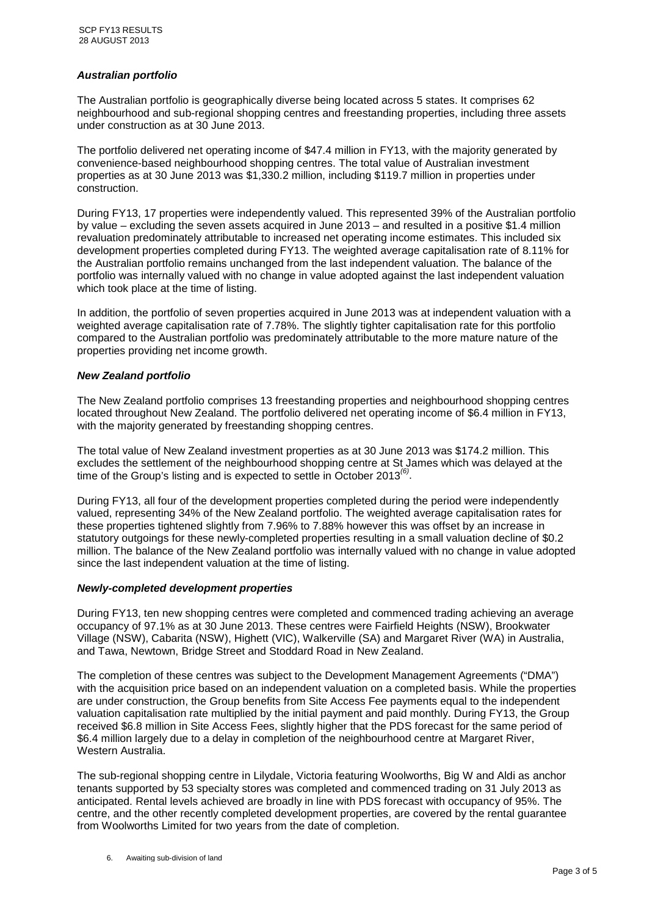### *Australian portfolio*

The Australian portfolio is geographically diverse being located across 5 states. It comprises 62 neighbourhood and sub-regional shopping centres and freestanding properties, including three assets under construction as at 30 June 2013.

The portfolio delivered net operating income of $47.4 million in FY13, with the majority generated by convenience-based neighbourhood shopping centres. The total value of Australian investment properties as at 30 June 2013 was $1,330.2 million, including $119.7 million in properties under construction.

During FY13, 17 properties were independently valued. This represented 39% of the Australian portfolio by value – excluding the seven assets acquired in June 2013 – and resulted in a positive $1.4 million revaluation predominately attributable to increased net operating income estimates. This included six development properties completed during FY13. The weighted average capitalisation rate of 8.11% for the Australian portfolio remains unchanged from the last independent valuation. The balance of the portfolio was internally valued with no change in value adopted against the last independent valuation which took place at the time of listing.

In addition, the portfolio of seven properties acquired in June 2013 was at independent valuation with a weighted average capitalisation rate of 7.78%. The slightly tighter capitalisation rate for this portfolio compared to the Australian portfolio was predominately attributable to the more mature nature of the properties providing net income growth.

### *New Zealand portfolio*

The New Zealand portfolio comprises 13 freestanding properties and neighbourhood shopping centres located throughout New Zealand. The portfolio delivered net operating income of $6.4 million in FY13, with the majority generated by freestanding shopping centres.

The total value of New Zealand investment properties as at 30 June 2013 was $174.2 million. This excludes the settlement of the neighbourhood shopping centre at St James which was delayed at the time of the Group's listing and is expected to settle in October 2013[6].

During FY13, all four of the development properties completed during the period were independently valued, representing 34% of the New Zealand portfolio. The weighted average capitalisation rates for these properties tightened slightly from 7.96% to 7.88% however this was offset by an increase in statutory outgoings for these newly-completed properties resulting in a small valuation decline of $0.2 million. The balance of the New Zealand portfolio was internally valued with no change in value adopted since the last independent valuation at the time of listing.

### *Newly-completed development properties*

During FY13, ten new shopping centres were completed and commenced trading achieving an average occupancy of 97.1% as at 30 June 2013. These centres were Fairfield Heights (NSW), Brookwater Village (NSW), Cabarita (NSW), Highett (VIC), Walkerville (SA) and Margaret River (WA) in Australia, and Tawa, Newtown, Bridge Street and Stoddard Road in New Zealand.

The completion of these centres was subject to the Development Management Agreements ("DMA") with the acquisition price based on an independent valuation on a completed basis. While the properties are under construction, the Group benefits from Site Access Fee payments equal to the independent valuation capitalisation rate multiplied by the initial payment and paid monthly. During FY13, the Group received $6.8 million in Site Access Fees, slightly higher that the PDS forecast for the same period of $6.4 million largely due to a delay in completion of the neighbourhood centre at Margaret River, Western Australia.

The sub-regional shopping centre in Lilydale, Victoria featuring Woolworths, Big W and Aldi as anchor tenants supported by 53 specialty stores was completed and commenced trading on 31 July 2013 as anticipated. Rental levels achieved are broadly in line with PDS forecast with occupancy of 95%. The centre, and the other recently completed development properties, are covered by the rental guarantee from Woolworths Limited for two years from the date of completion.

6. Awaiting sub-division of land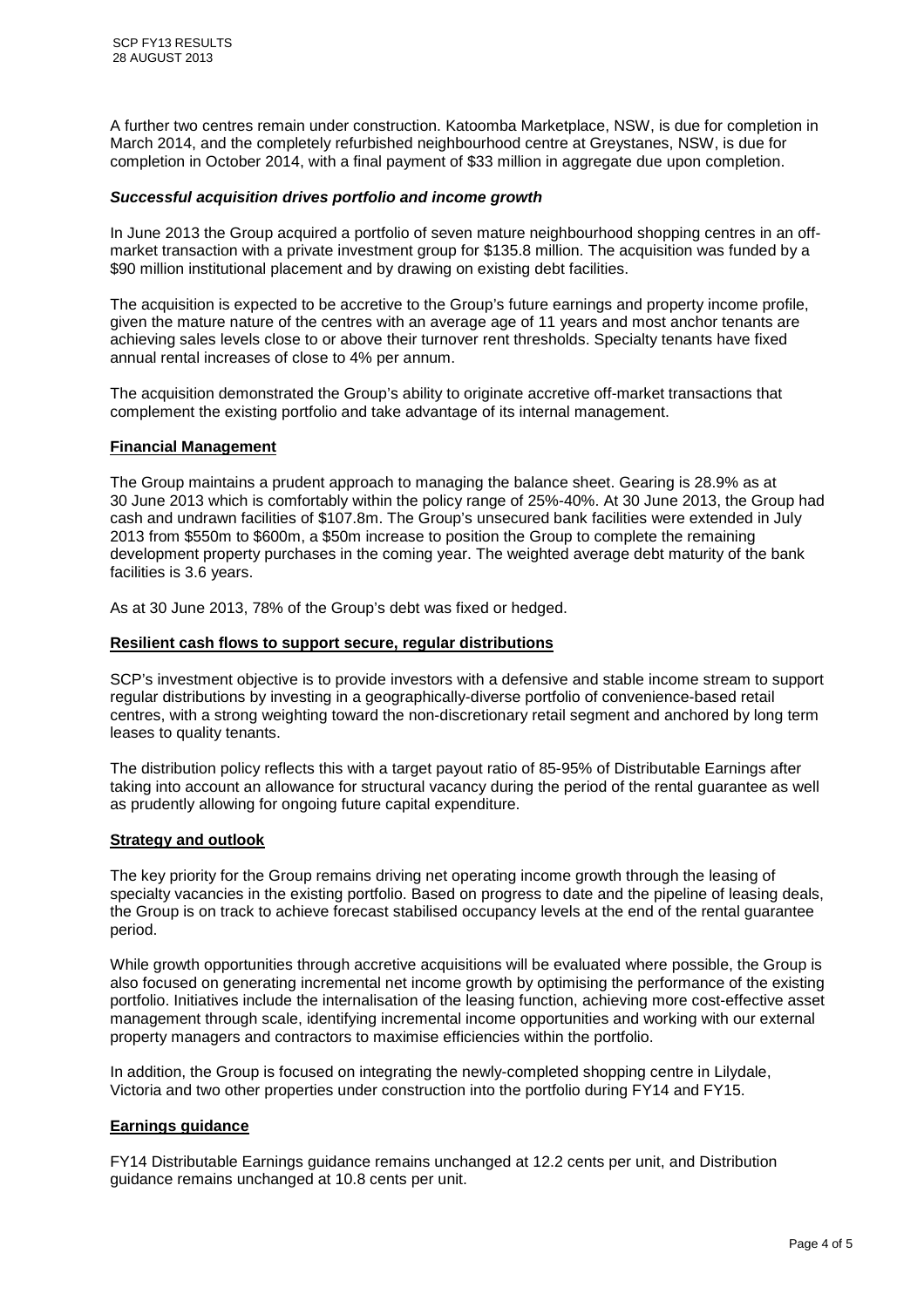A further two centres remain under construction. Katoomba Marketplace, NSW, is due for completion in March 2014, and the completely refurbished neighbourhood centre at Greystanes, NSW, is due for completion in October 2014, with a final payment of $33 million in aggregate due upon completion.

***Successful acquisition drives portfolio and income growth***

In June 2013 the Group acquired a portfolio of seven mature neighbourhood shopping centres in an off-market transaction with a private investment group for $135.8 million. The acquisition was funded by a $90 million institutional placement and by drawing on existing debt facilities.

The acquisition is expected to be accretive to the Group's future earnings and property income profile, given the mature nature of the centres with an average age of 11 years and most anchor tenants are achieving sales levels close to or above their turnover rent thresholds. Specialty tenants have fixed annual rental increases of close to 4% per annum.

The acquisition demonstrated the Group's ability to originate accretive off-market transactions that complement the existing portfolio and take advantage of its internal management.

## Financial Management

The Group maintains a prudent approach to managing the balance sheet. Gearing is 28.9% as at 30 June 2013 which is comfortably within the policy range of 25%-40%. At 30 June 2013, the Group had cash and undrawn facilities of $107.8m. The Group's unsecured bank facilities were extended in July 2013 from $550m to $600m, a $50m increase to position the Group to complete the remaining development property purchases in the coming year. The weighted average debt maturity of the bank facilities is 3.6 years.

As at 30 June 2013, 78% of the Group's debt was fixed or hedged.

## Resilient cash flows to support secure, regular distributions

SCP's investment objective is to provide investors with a defensive and stable income stream to support regular distributions by investing in a geographically-diverse portfolio of convenience-based retail centres, with a strong weighting toward the non-discretionary retail segment and anchored by long term leases to quality tenants.

The distribution policy reflects this with a target payout ratio of 85-95% of Distributable Earnings after taking into account an allowance for structural vacancy during the period of the rental guarantee as well as prudently allowing for ongoing future capital expenditure.

## Strategy and outlook

The key priority for the Group remains driving net operating income growth through the leasing of specialty vacancies in the existing portfolio. Based on progress to date and the pipeline of leasing deals, the Group is on track to achieve forecast stabilised occupancy levels at the end of the rental guarantee period.

While growth opportunities through accretive acquisitions will be evaluated where possible, the Group is also focused on generating incremental net income growth by optimising the performance of the existing portfolio. Initiatives include the internalisation of the leasing function, achieving more cost-effective asset management through scale, identifying incremental income opportunities and working with our external property managers and contractors to maximise efficiencies within the portfolio.

In addition, the Group is focused on integrating the newly-completed shopping centre in Lilydale, Victoria and two other properties under construction into the portfolio during FY14 and FY15.

## Earnings guidance

FY14 Distributable Earnings guidance remains unchanged at 12.2 cents per unit, and Distribution guidance remains unchanged at 10.8 cents per unit.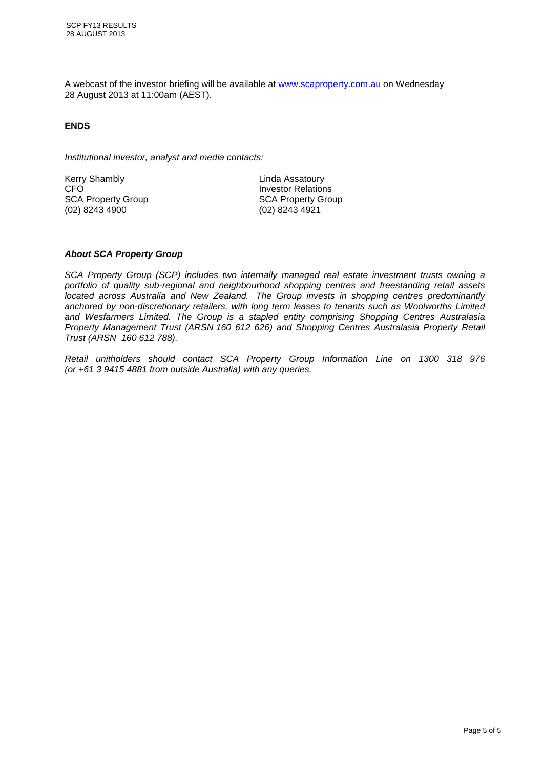A webcast of the investor briefing will be available at [www.scaproperty.com.au](http://www.scaproperty.com.au) on Wednesday 28 August 2013 at 11:00am (AEST).

**ENDS**

*Institutional investor, analyst and media contacts:*

Kerry Shambly
CFO
SCA Property Group
(02) 8243 4900

Linda Assatoury
Investor Relations
SCA Property Group
(02) 8243 4921

***About SCA Property Group***

*SCA Property Group (SCP) includes two internally managed real estate investment trusts owning a portfolio of quality sub-regional and neighbourhood shopping centres and freestanding retail assets located across Australia and New Zealand. The Group invests in shopping centres predominantly anchored by non-discretionary retailers, with long term leases to tenants such as Woolworths Limited and Wesfarmers Limited. The Group is a stapled entity comprising Shopping Centres Australasia Property Management Trust (ARSN 160 612 626) and Shopping Centres Australasia Property Retail Trust (ARSN 160 612 788).*

*Retail unitholders should contact SCA Property Group Information Line on 1300 318 976 (or +61 3 9415 4881 from outside Australia) with any queries.*